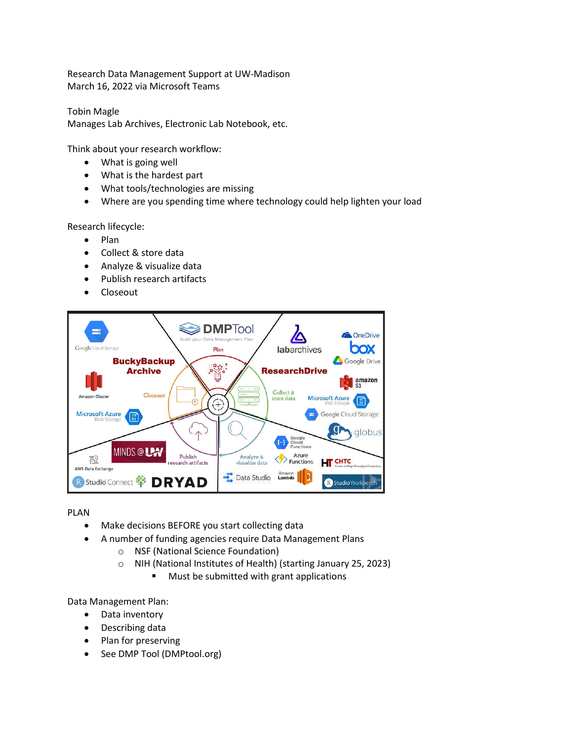Research Data Management Support at UW-Madison
March 16, 2022 via Microsoft Teams

Tobin Magle
Manages Lab Archives, Electronic Lab Notebook, etc.

Think about your research workflow:

- What is going well
- What is the hardest part
- What tools/technologies are missing
- Where are you spending time where technology could help lighten your load

Research lifecycle:

- Plan
- Collect & store data
- Analyze & visualize data
- Publish research artifacts
- Closeout

PLAN

- Make decisions BEFORE you start collecting data
- A number of funding agencies require Data Management Plans
  - NSF (National Science Foundation)
  - NIH (National Institutes of Health) (starting January 25, 2023)
    - Must be submitted with grant applications

Data Management Plan:

- Data inventory
- Describing data
- Plan for preserving
- See DMP Tool (DMPtool.org)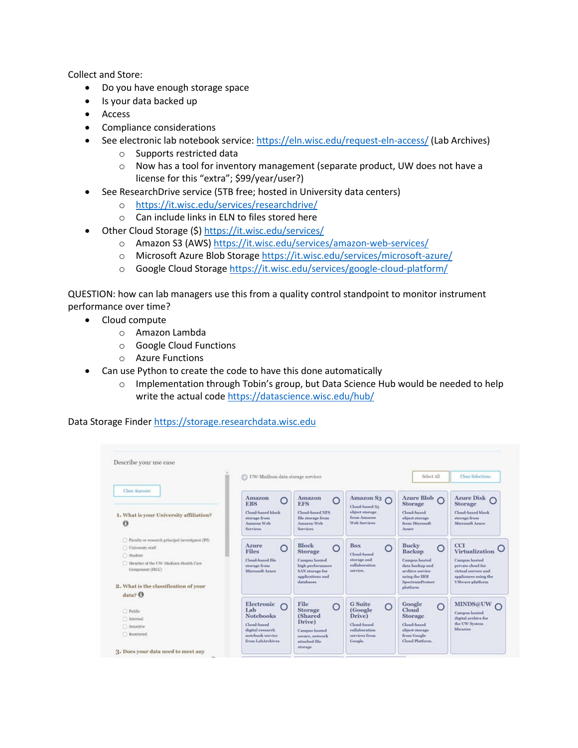Collect and Store:

- Do you have enough storage space
- Is your data backed up
- Access
- Compliance considerations
- See electronic lab notebook service: https://eln.wisc.edu/request-eln-access/ (Lab Archives)
  - Supports restricted data
  - Now has a tool for inventory management (separate product, UW does not have a license for this “extra”; $99/year/user?)
- See ResearchDrive service (5TB free; hosted in University data centers)
  - https://it.wisc.edu/services/researchdrive/
  - Can include links in ELN to files stored here
- Other Cloud Storage ($) https://it.wisc.edu/services/
  - Amazon S3 (AWS) https://it.wisc.edu/services/amazon-web-services/
  - Microsoft Azure Blob Storage https://it.wisc.edu/services/microsoft-azure/
  - Google Cloud Storage https://it.wisc.edu/services/google-cloud-platform/

QUESTION: how can lab managers use this from a quality control standpoint to monitor instrument performance over time?

- Cloud compute
  - Amazon Lambda
  - Google Cloud Functions
  - Azure Functions
- Can use Python to create the code to have this done automatically
  - Implementation through Tobin’s group, but Data Science Hub would be needed to help write the actual code https://datascience.wisc.edu/hub/

Data Storage Finder https://storage.researchdata.wisc.edu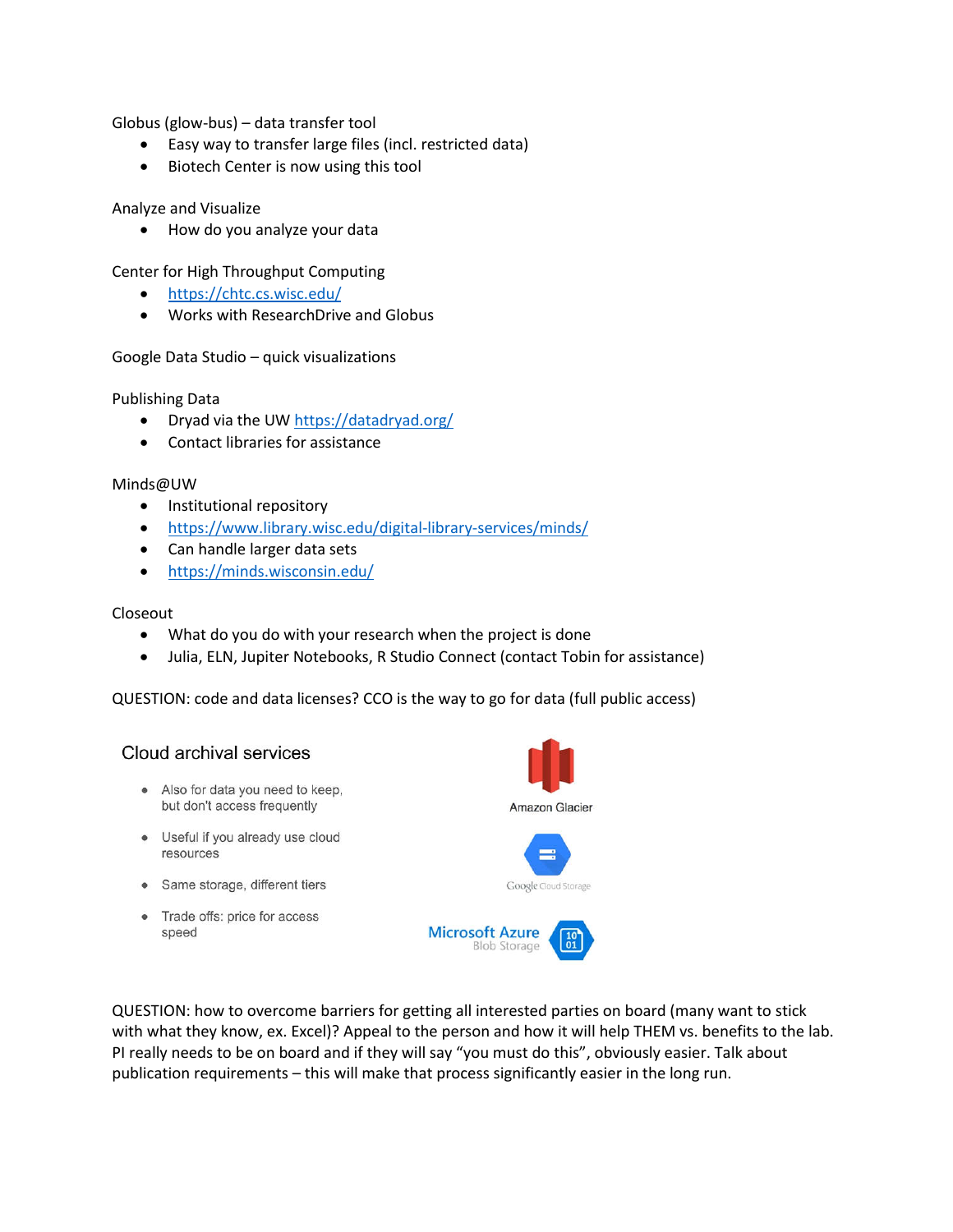Globus (glow-bus) – data transfer tool

- Easy way to transfer large files (incl. restricted data)
- Biotech Center is now using this tool

Analyze and Visualize

- How do you analyze your data

Center for High Throughput Computing

- https://chtc.cs.wisc.edu/
- Works with ResearchDrive and Globus

Google Data Studio – quick visualizations

Publishing Data

- Dryad via the UW https://datadryad.org/
- Contact libraries for assistance

Minds@UW

- Institutional repository
- https://www.library.wisc.edu/digital-library-services/minds/
- Can handle larger data sets
- https://minds.wisconsin.edu/

Closeout

- What do you do with your research when the project is done
- Julia, ELN, Jupiter Notebooks, R Studio Connect (contact Tobin for assistance)

QUESTION: code and data licenses? CCO is the way to go for data (full public access)

Cloud archival services

- Also for data you need to keep, but don't access frequently
- Useful if you already use cloud resources
- Same storage, different tiers
- Trade offs: price for access speed

Amazon Glacier

Google Cloud Storage

Microsoft Azure Blob Storage

QUESTION: how to overcome barriers for getting all interested parties on board (many want to stick with what they know, ex. Excel)? Appeal to the person and how it will help THEM vs. benefits to the lab. PI really needs to be on board and if they will say "you must do this", obviously easier. Talk about publication requirements – this will make that process significantly easier in the long run.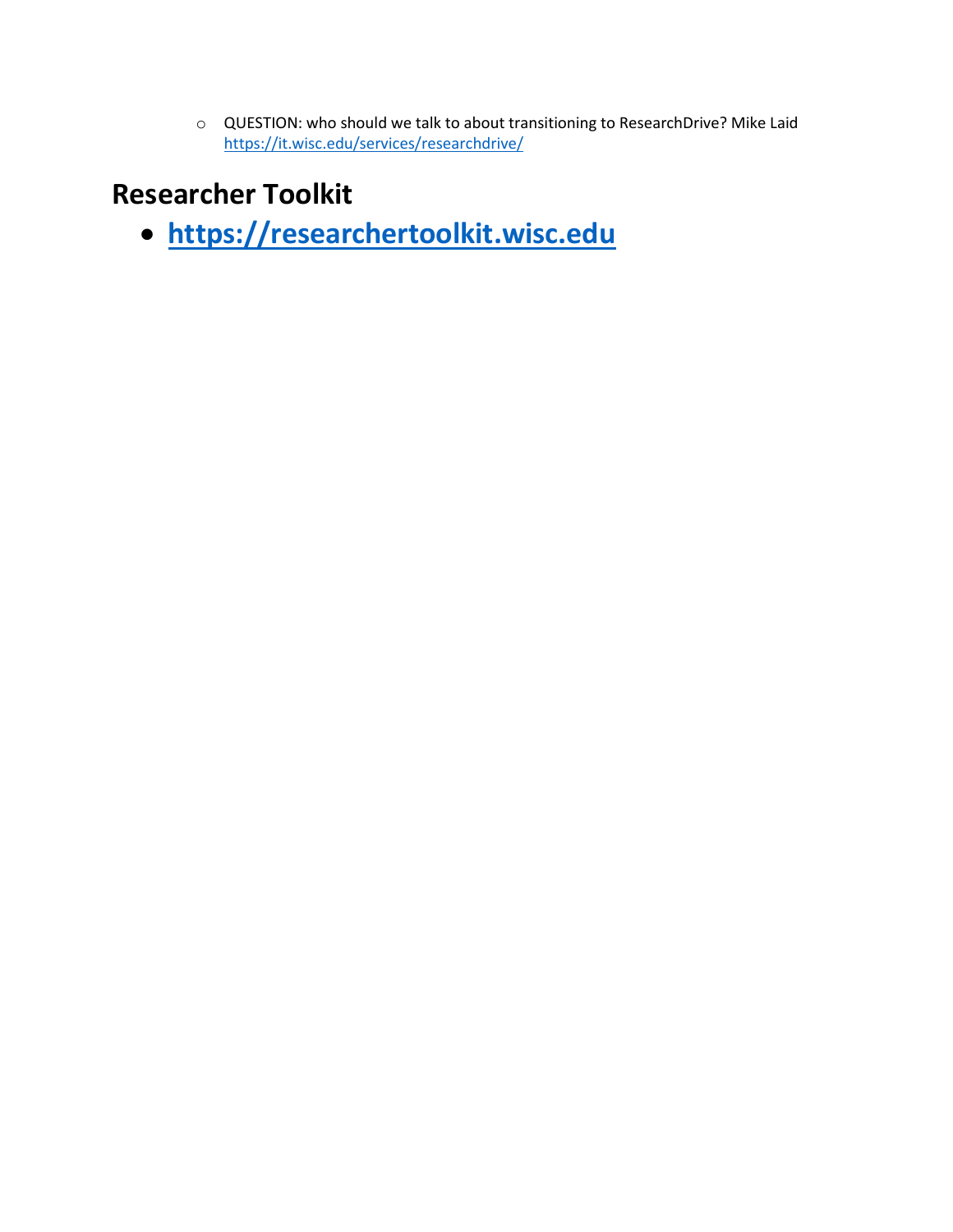- QUESTION: who should we talk to about transitioning to ResearchDrive? Mike Laid https://it.wisc.edu/services/researchdrive/

## Researcher Toolkit

- **https://researchertoolkit.wisc.edu**